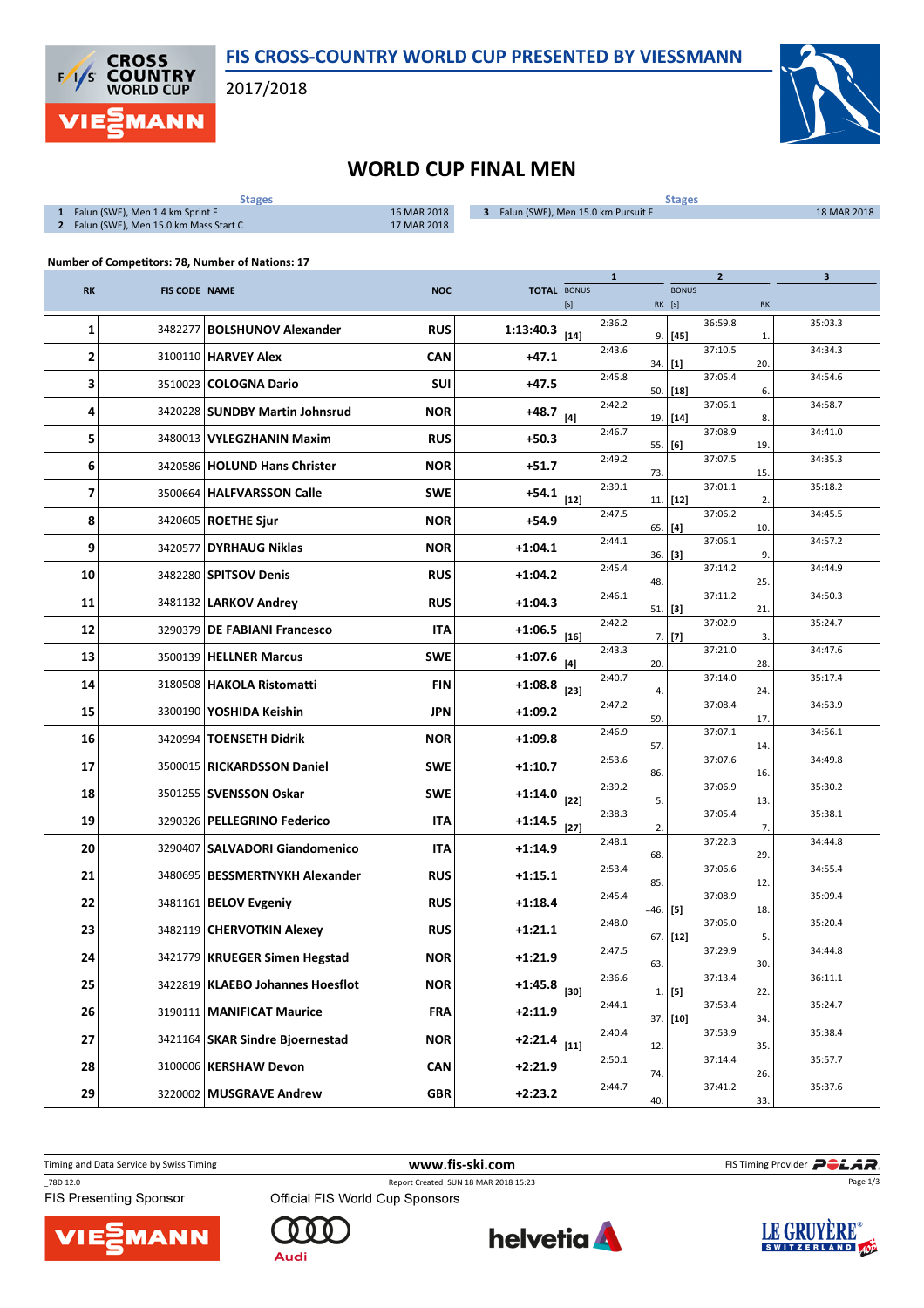# FIS CROSS-COUNTRY WORLD CUP PRESENTED BY VIESSMANN

2017/2018

## WORLD CUP FINAL MEN

| | Stages | |
|---|---|---|
| 1 | Falun (SWE), Men 1.4 km Sprint F | 16 MAR 2018 |
| 2 | Falun (SWE), Men 15.0 km Mass Start C | 17 MAR 2018 |
| 3 | Falun (SWE), Men 15.0 km Pursuit F | 18 MAR 2018 |

**Number of Competitors: 78, Number of Nations: 17**

| RK | FIS CODE | NAME | NOC | TOTAL | 1 BONUS [s] | 1 | 1 RK | 2 BONUS [s] | 2 | 2 RK | 3 |
|---|---|---|---|---|---|---|---|---|---|---|---|
| 1 | 3482277 | BOLSHUNOV Alexander | RUS | 1:13:40.3 | [14] | 2:36.2 | 9. | [45] | 36:59.8 | 1. | 35:03.3 |
| 2 | 3100110 | HARVEY Alex | CAN | +47.1 | | 2:43.6 | 34. | [1] | 37:10.5 | 20. | 34:34.3 |
| 3 | 3510023 | COLOGNA Dario | SUI | +47.5 | | 2:45.8 | 50. | [18] | 37:05.4 | 6. | 34:54.6 |
| 4 | 3420228 | SUNDBY Martin Johnsrud | NOR | +48.7 | [4] | 2:42.2 | 19. | [14] | 37:06.1 | 8. | 34:58.7 |
| 5 | 3480013 | VYLEGZHANIN Maxim | RUS | +50.3 | | 2:46.7 | 55. | [6] | 37:08.9 | 19. | 34:41.0 |
| 6 | 3420586 | HOLUND Hans Christer | NOR | +51.7 | | 2:49.2 | 73. | | 37:07.5 | 15. | 34:35.3 |
| 7 | 3500664 | HALFVARSSON Calle | SWE | +54.1 | [12] | 2:39.1 | 11. | [12] | 37:01.1 | 2. | 35:18.2 |
| 8 | 3420605 | ROETHE Sjur | NOR | +54.9 | | 2:47.5 | 65. | [4] | 37:06.2 | 10. | 34:45.5 |
| 9 | 3420577 | DYRHAUG Niklas | NOR | +1:04.1 | | 2:44.1 | 36. | [3] | 37:06.1 | 9. | 34:57.2 |
| 10 | 3482280 | SPITSOV Denis | RUS | +1:04.2 | | 2:45.4 | 48. | | 37:14.2 | 25. | 34:44.9 |
| 11 | 3481132 | LARKOV Andrey | RUS | +1:04.3 | | 2:46.1 | 51. | [3] | 37:11.2 | 21. | 34:50.3 |
| 12 | 3290379 | DE FABIANI Francesco | ITA | +1:06.5 | [16] | 2:42.2 | 7. | [7] | 37:02.9 | 3. | 35:24.7 |
| 13 | 3500139 | HELLNER Marcus | SWE | +1:07.6 | [4] | 2:43.3 | 20. | | 37:21.0 | 28. | 34:47.6 |
| 14 | 3180508 | HAKOLA Ristomatti | FIN | +1:08.8 | [23] | 2:40.7 | 4. | | 37:14.0 | 24. | 35:17.4 |
| 15 | 3300190 | YOSHIDA Keishin | JPN | +1:09.2 | | 2:47.2 | 59. | | 37:08.4 | 17. | 34:53.9 |
| 16 | 3420994 | TOENSETH Didrik | NOR | +1:09.8 | | 2:46.9 | 57. | | 37:07.1 | 14. | 34:56.1 |
| 17 | 3500015 | RICKARDSSON Daniel | SWE | +1:10.7 | | 2:53.6 | 86. | | 37:07.6 | 16. | 34:49.8 |
| 18 | 3501255 | SVENSSON Oskar | SWE | +1:14.0 | [22] | 2:39.2 | 5. | | 37:06.9 | 13. | 35:30.2 |
| 19 | 3290326 | PELLEGRINO Federico | ITA | +1:14.5 | [27] | 2:38.3 | 2. | | 37:05.4 | 7. | 35:38.1 |
| 20 | 3290407 | SALVADORI Giandomenico | ITA | +1:14.9 | | 2:48.1 | 68. | | 37:22.3 | 29. | 34:44.8 |
| 21 | 3480695 | BESSMERTNYKH Alexander | RUS | +1:15.1 | | 2:53.4 | 85. | | 37:06.6 | 12. | 34:55.4 |
| 22 | 3481161 | BELOV Evgeniy | RUS | +1:18.4 | | 2:45.4 | =46. | [5] | 37:08.9 | 18. | 35:09.4 |
| 23 | 3482119 | CHERVOTKIN Alexey | RUS | +1:21.1 | | 2:48.0 | 67. | [12] | 37:05.0 | 5. | 35:20.4 |
| 24 | 3421779 | KRUEGER Simen Hegstad | NOR | +1:21.9 | | 2:47.5 | 63. | | 37:29.9 | 30. | 34:44.8 |
| 25 | 3422819 | KLAEBO Johannes Hoesflot | NOR | +1:45.8 | [30] | 2:36.6 | 1. | [5] | 37:13.4 | 22. | 36:11.1 |
| 26 | 3190111 | MANIFICAT Maurice | FRA | +2:11.9 | | 2:44.1 | 37. | [10] | 37:53.4 | 34. | 35:24.7 |
| 27 | 3421164 | SKAR Sindre Bjoernestad | NOR | +2:21.4 | [11] | 2:40.4 | 12. | | 37:53.9 | 35. | 35:38.4 |
| 28 | 3100006 | KERSHAW Devon | CAN | +2:21.9 | | 2:50.1 | 74. | | 37:14.4 | 26. | 35:57.7 |
| 29 | 3220002 | MUSGRAVE Andrew | GBR | +2:23.2 | | 2:44.7 | 40. | | 37:41.2 | 33. | 35:37.6 |

Timing and Data Service by Swiss Timing | www.fis-ski.com | FIS Timing Provider POLAR

_78D 12.0 | Report Created SUN 18 MAR 2018 15:23

FIS Presenting Sponsor: VIESSMANN | Official FIS World Cup Sponsors: Audi, helvetia, LE GRUYÈRE SWITZERLAND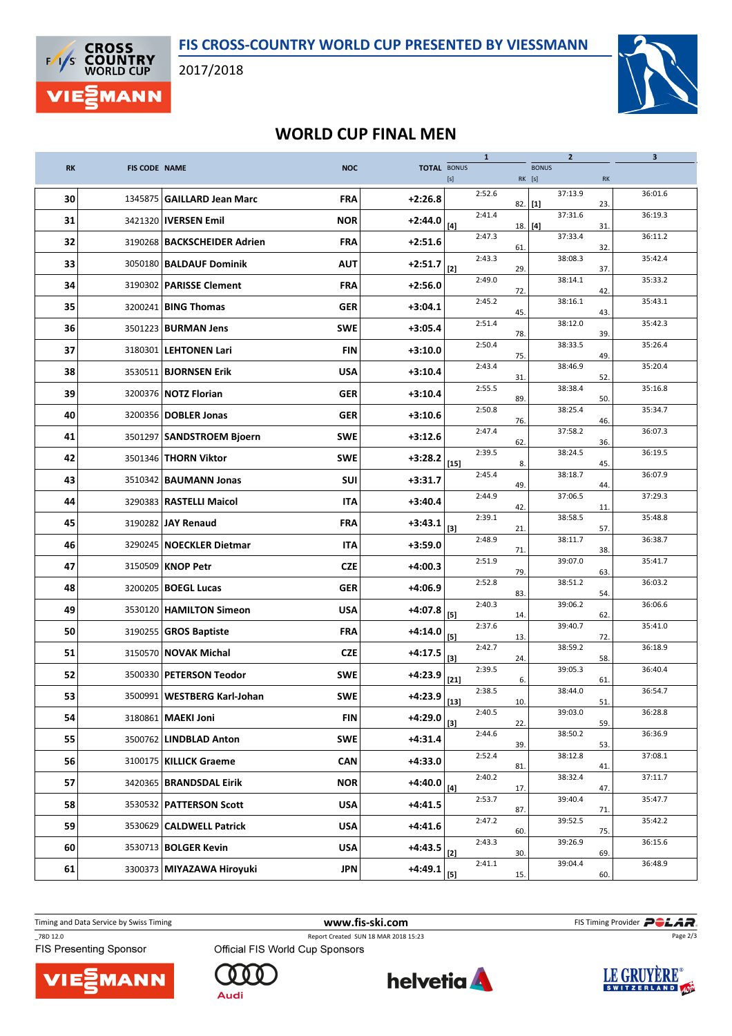# WORLD CUP FINAL MEN

| RK | FIS CODE | NAME | NOC | TOTAL | 1 BONUS [s] | 1 | 1 RK | 2 BONUS [s] | 2 | 2 RK | 3 |
|---|---|---|---|---|---|---|---|---|---|---|---|
| 30 | 1345875 | GAILLARD Jean Marc | FRA | +2:26.8 | | 2:52.6 | 82. | [1] | 37:13.9 | 23. | 36:01.6 |
| 31 | 3421320 | IVERSEN Emil | NOR | +2:44.0 | [4] | 2:41.4 | 18. | [4] | 37:31.6 | 31. | 36:19.3 |
| 32 | 3190268 | BACKSCHEIDER Adrien | FRA | +2:51.6 | | 2:47.3 | 61. | | 37:33.4 | 32. | 36:11.2 |
| 33 | 3050180 | BALDAUF Dominik | AUT | +2:51.7 | [2] | 2:43.3 | 29. | | 38:08.3 | 37. | 35:42.4 |
| 34 | 3190302 | PARISSE Clement | FRA | +2:56.0 | | 2:49.0 | 72. | | 38:14.1 | 42. | 35:33.2 |
| 35 | 3200241 | BING Thomas | GER | +3:04.1 | | 2:45.2 | 45. | | 38:16.1 | 43. | 35:43.1 |
| 36 | 3501223 | BURMAN Jens | SWE | +3:05.4 | | 2:51.4 | 78. | | 38:12.0 | 39. | 35:42.3 |
| 37 | 3180301 | LEHTONEN Lari | FIN | +3:10.0 | | 2:50.4 | 75. | | 38:33.5 | 49. | 35:26.4 |
| 38 | 3530511 | BJORNSEN Erik | USA | +3:10.4 | | 2:43.4 | 31. | | 38:46.9 | 52. | 35:20.4 |
| 39 | 3200376 | NOTZ Florian | GER | +3:10.4 | | 2:55.5 | 89. | | 38:38.4 | 50. | 35:16.8 |
| 40 | 3200356 | DOBLER Jonas | GER | +3:10.6 | | 2:50.8 | 76. | | 38:25.4 | 46. | 35:34.7 |
| 41 | 3501297 | SANDSTROEM Bjoern | SWE | +3:12.6 | | 2:47.4 | 62. | | 37:58.2 | 36. | 36:07.3 |
| 42 | 3501346 | THORN Viktor | SWE | +3:28.2 | [15] | 2:39.5 | 8. | | 38:24.5 | 45. | 36:19.5 |
| 43 | 3510342 | BAUMANN Jonas | SUI | +3:31.7 | | 2:45.4 | 49. | | 38:18.7 | 44. | 36:07.9 |
| 44 | 3290383 | RASTELLI Maicol | ITA | +3:40.4 | | 2:44.9 | 42. | | 37:06.5 | 11. | 37:29.3 |
| 45 | 3190282 | JAY Renaud | FRA | +3:43.1 | [3] | 2:39.1 | 21. | | 38:58.5 | 57. | 35:48.8 |
| 46 | 3290245 | NOECKLER Dietmar | ITA | +3:59.0 | | 2:48.9 | 71. | | 38:11.7 | 38. | 36:38.7 |
| 47 | 3150509 | KNOP Petr | CZE | +4:00.3 | | 2:51.9 | 79. | | 39:07.0 | 63. | 35:41.7 |
| 48 | 3200205 | BOEGL Lucas | GER | +4:06.9 | | 2:52.8 | 83. | | 38:51.2 | 54. | 36:03.2 |
| 49 | 3530120 | HAMILTON Simeon | USA | +4:07.8 | [5] | 2:40.3 | 14. | | 39:06.2 | 62. | 36:06.6 |
| 50 | 3190255 | GROS Baptiste | FRA | +4:14.0 | [5] | 2:37.6 | 13. | | 39:40.7 | 72. | 35:41.0 |
| 51 | 3150570 | NOVAK Michal | CZE | +4:17.5 | [3] | 2:42.7 | 24. | | 38:59.2 | 58. | 36:18.9 |
| 52 | 3500330 | PETERSON Teodor | SWE | +4:23.9 | [21] | 2:39.5 | 6. | | 39:05.3 | 61. | 36:40.4 |
| 53 | 3500991 | WESTBERG Karl-Johan | SWE | +4:23.9 | [13] | 2:38.5 | 10. | | 38:44.0 | 51. | 36:54.7 |
| 54 | 3180861 | MAEKI Joni | FIN | +4:29.0 | [3] | 2:40.5 | 22. | | 39:03.0 | 59. | 36:28.8 |
| 55 | 3500762 | LINDBLAD Anton | SWE | +4:31.4 | | 2:44.6 | 39. | | 38:50.2 | 53. | 36:36.9 |
| 56 | 3100175 | KILLICK Graeme | CAN | +4:33.0 | | 2:52.4 | 81. | | 38:12.8 | 41. | 37:08.1 |
| 57 | 3420365 | BRANDSDAL Eirik | NOR | +4:40.0 | [4] | 2:40.2 | 17. | | 38:32.4 | 47. | 37:11.7 |
| 58 | 3530532 | PATTERSON Scott | USA | +4:41.5 | | 2:53.7 | 87. | | 39:40.4 | 71. | 35:47.7 |
| 59 | 3530629 | CALDWELL Patrick | USA | +4:41.6 | | 2:47.2 | 60. | | 39:52.5 | 75. | 35:42.2 |
| 60 | 3530713 | BOLGER Kevin | USA | +4:43.5 | [2] | 2:43.3 | 30. | | 39:26.9 | 69. | 36:15.6 |
| 61 | 3300373 | MIYAZAWA Hiroyuki | JPN | +4:49.1 | [5] | 2:41.1 | 15. | | 39:04.4 | 60. | 36:48.9 |

Timing and Data Service by Swiss Timing www.fis-ski.com FIS Timing Provider POLAR

_78D 12.0 Report Created SUN 18 MAR 2018 15:23

FIS Presenting Sponsor Official FIS World Cup Sponsors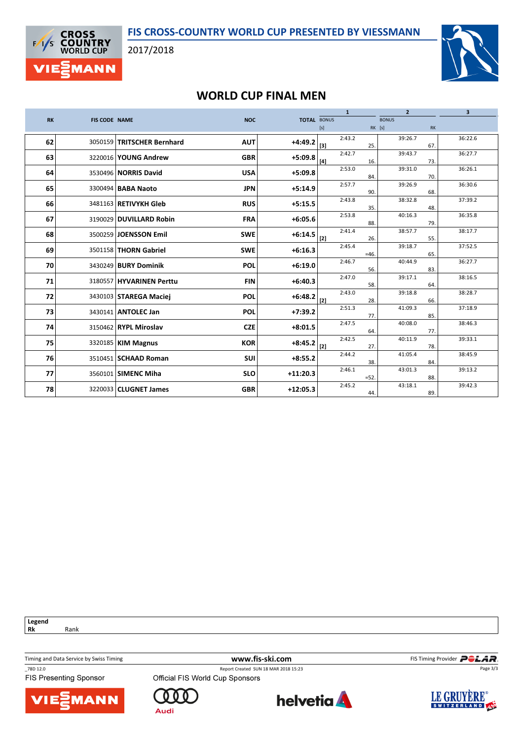# FIS CROSS-COUNTRY WORLD CUP PRESENTED BY VIESSMANN

2017/2018

## WORLD CUP FINAL MEN

| RK | FIS CODE | NAME | NOC | TOTAL | 1 BONUS [s] | 1 | 1 RK | 2 BONUS [s] | 2 | 2 RK | 3 |
|---|---|---|---|---|---|---|---|---|---|---|---|
| 62 | 3050159 | TRITSCHER Bernhard | AUT | +4:49.2 | [3] | 2:43.2 | 25. | | 39:26.7 | 67. | 36:22.6 |
| 63 | 3220016 | YOUNG Andrew | GBR | +5:09.8 | [4] | 2:42.7 | 16. | | 39:43.7 | 73. | 36:27.7 |
| 64 | 3530496 | NORRIS David | USA | +5:09.8 | | 2:53.0 | 84. | | 39:31.0 | 70. | 36:26.1 |
| 65 | 3300494 | BABA Naoto | JPN | +5:14.9 | | 2:57.7 | 90. | | 39:26.9 | 68. | 36:30.6 |
| 66 | 3481163 | RETIVYKH Gleb | RUS | +5:15.5 | | 2:43.8 | 35. | | 38:32.8 | 48. | 37:39.2 |
| 67 | 3190029 | DUVILLARD Robin | FRA | +6:05.6 | | 2:53.8 | 88. | | 40:16.3 | 79. | 36:35.8 |
| 68 | 3500259 | JOENSSON Emil | SWE | +6:14.5 | [2] | 2:41.4 | 26. | | 38:57.7 | 55. | 38:17.7 |
| 69 | 3501158 | THORN Gabriel | SWE | +6:16.3 | | 2:45.4 | =46. | | 39:18.7 | 65. | 37:52.5 |
| 70 | 3430249 | BURY Dominik | POL | +6:19.0 | | 2:46.7 | 56. | | 40:44.9 | 83. | 36:27.7 |
| 71 | 3180557 | HYVARINEN Perttu | FIN | +6:40.3 | | 2:47.0 | 58. | | 39:17.1 | 64. | 38:16.5 |
| 72 | 3430103 | STAREGA Maciej | POL | +6:48.2 | [2] | 2:43.0 | 28. | | 39:18.8 | 66. | 38:28.7 |
| 73 | 3430141 | ANTOLEC Jan | POL | +7:39.2 | | 2:51.3 | 77. | | 41:09.3 | 85. | 37:18.9 |
| 74 | 3150462 | RYPL Miroslav | CZE | +8:01.5 | | 2:47.5 | 64. | | 40:08.0 | 77. | 38:46.3 |
| 75 | 3320185 | KIM Magnus | KOR | +8:45.2 | [2] | 2:42.5 | 27. | | 40:11.9 | 78. | 39:33.1 |
| 76 | 3510451 | SCHAAD Roman | SUI | +8:55.2 | | 2:44.2 | 38. | | 41:05.4 | 84. | 38:45.9 |
| 77 | 3560101 | SIMENC Miha | SLO | +11:20.3 | | 2:46.1 | =52. | | 43:01.3 | 88. | 39:13.2 |
| 78 | 3220033 | CLUGNET James | GBR | +12:05.3 | | 2:45.2 | 44. | | 43:18.1 | 89. | 39:42.3 |

**Legend**
**Rk** Rank

Timing and Data Service by Swiss Timing

www.fis-ski.com

FIS Timing Provider POLAR

_78D 12.0

Report Created SUN 18 MAR 2018 15:23

FIS Presenting Sponsor

Official FIS World Cup Sponsors